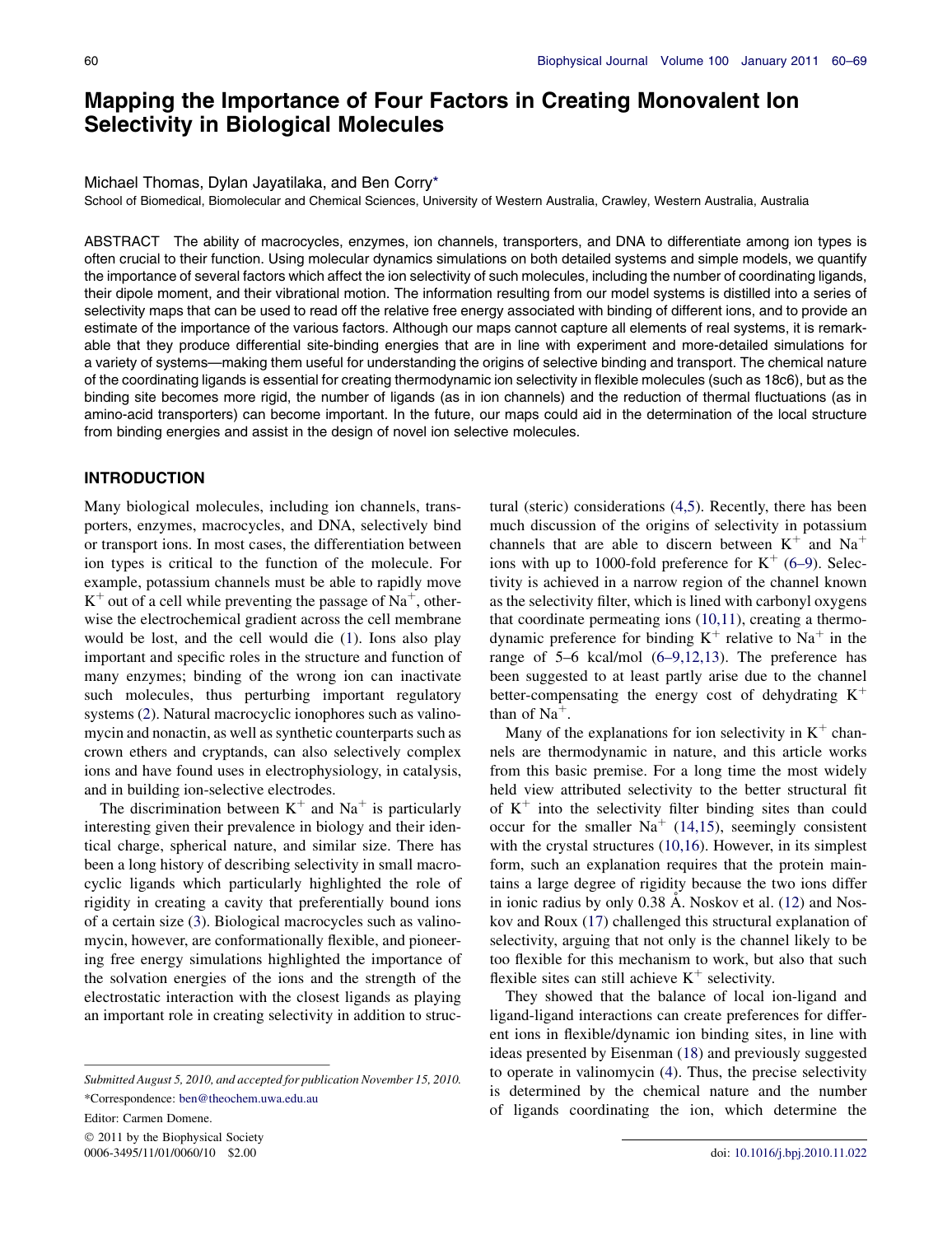# Mapping the Importance of Four Factors in Creating Monovalent Ion Selectivity in Biological Molecules

Michael Thomas, Dylan Jayatilaka, and Ben Corry*

School of Biomedical, Biomolecular and Chemical Sciences, University of Western Australia, Crawley, Western Australia, Australia

ABSTRACT The ability of macrocycles, enzymes, ion channels, transporters, and DNA to differentiate among ion types is often crucial to their function. Using molecular dynamics simulations on both detailed systems and simple models, we quantify the importance of several factors which affect the ion selectivity of such molecules, including the number of coordinating ligands, their dipole moment, and their vibrational motion. The information resulting from our model systems is distilled into a series of selectivity maps that can be used to read off the relative free energy associated with binding of different ions, and to provide an estimate of the importance of the various factors. Although our maps cannot capture all elements of real systems, it is remarkable that they produce differential site-binding energies that are in line with experiment and more-detailed simulations for a variety of systems—making them useful for understanding the origins of selective binding and transport. The chemical nature of the coordinating ligands is essential for creating thermodynamic ion selectivity in flexible molecules (such as 18c6), but as the binding site becomes more rigid, the number of ligands (as in ion channels) and the reduction of thermal fluctuations (as in amino-acid transporters) can become important. In the future, our maps could aid in the determination of the local structure from binding energies and assist in the design of novel ion selective molecules.

## INTRODUCTION

Many biological molecules, including ion channels, transporters, enzymes, macrocycles, and DNA, selectively bind or transport ions. In most cases, the differentiation between ion types is critical to the function of the molecule. For example, potassium channels must be able to rapidly move $K^+$ out of a cell while preventing the passage of $Na^+$, otherwise the electrochemical gradient across the cell membrane would be lost, and the cell would die (1). Ions also play important and specific roles in the structure and function of many enzymes; binding of the wrong ion can inactivate such molecules, thus perturbing important regulatory systems (2). Natural macrocyclic ionophores such as valinomycin and nonactin, as well as synthetic counterparts such as crown ethers and cryptands, can also selectively complex ions and have found uses in electrophysiology, in catalysis, and in building ion-selective electrodes.

The discrimination between $K^+$ and $Na^+$ is particularly interesting given their prevalence in biology and their identical charge, spherical nature, and similar size. There has been a long history of describing selectivity in small macrocyclic ligands which particularly highlighted the role of rigidity in creating a cavity that preferentially bound ions of a certain size (3). Biological macrocycles such as valinomycin, however, are conformationally flexible, and pioneering free energy simulations highlighted the importance of the solvation energies of the ions and the strength of the electrostatic interaction with the closest ligands as playing an important role in creating selectivity in addition to structural (steric) considerations (4,5). Recently, there has been much discussion of the origins of selectivity in potassium channels that are able to discern between $K^+$ and $Na^+$ ions with up to 1000-fold preference for $K^+$ (6–9). Selectivity is achieved in a narrow region of the channel known as the selectivity filter, which is lined with carbonyl oxygens that coordinate permeating ions (10,11), creating a thermodynamic preference for binding $K^+$ relative to $Na^+$ in the range of 5–6 kcal/mol (6–9,12,13). The preference has been suggested to at least partly arise due to the channel better-compensating the energy cost of dehydrating $K^+$ than of $Na^+$.

Many of the explanations for ion selectivity in $K^+$ channels are thermodynamic in nature, and this article works from this basic premise. For a long time the most widely held view attributed selectivity to the better structural fit of $K^+$ into the selectivity filter binding sites than could occur for the smaller $Na^+$ (14,15), seemingly consistent with the crystal structures (10,16). However, in its simplest form, such an explanation requires that the protein maintains a large degree of rigidity because the two ions differ in ionic radius by only 0.38 Å. Noskov et al. (12) and Noskov and Roux (17) challenged this structural explanation of selectivity, arguing that not only is the channel likely to be too flexible for this mechanism to work, but also that such flexible sites can still achieve $K^+$ selectivity.

They showed that the balance of local ion-ligand and ligand-ligand interactions can create preferences for different ions in flexible/dynamic ion binding sites, in line with ideas presented by Eisenman (18) and previously suggested to operate in valinomycin (4). Thus, the precise selectivity is determined by the chemical nature and the number of ligands coordinating the ion, which determine the

Submitted August 5, 2010, and accepted for publication November 15, 2010.

*Correspondence: ben@theochem.uwa.edu.au

Editor: Carmen Domene.

© 2011 by the Biophysical Society

0006-3495/11/01/0060/10 $2.00

doi: 10.1016/j.bpj.2010.11.022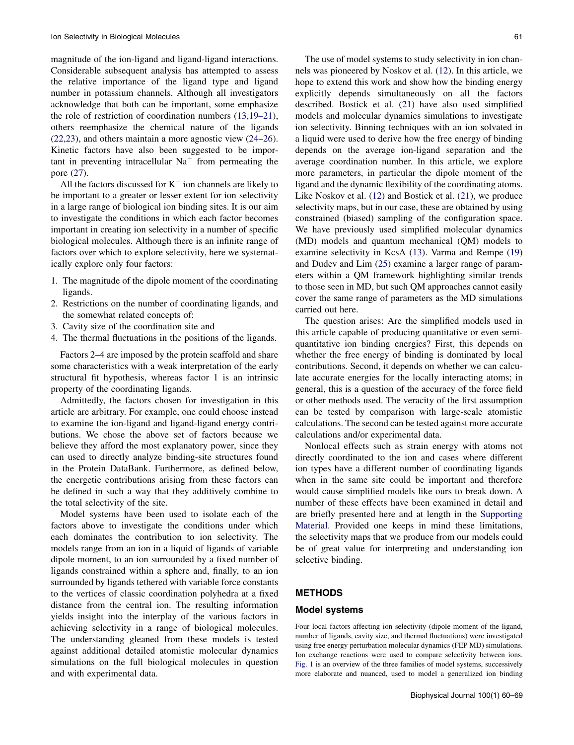magnitude of the ion-ligand and ligand-ligand interactions. Considerable subsequent analysis has attempted to assess the relative importance of the ligand type and ligand number in potassium channels. Although all investigators acknowledge that both can be important, some emphasize the role of restriction of coordination numbers (13,19–21), others reemphasize the chemical nature of the ligands (22,23), and others maintain a more agnostic view (24–26). Kinetic factors have also been suggested to be important in preventing intracellular $Na^+$ from permeating the pore (27).

All the factors discussed for $K^+$ ion channels are likely to be important to a greater or lesser extent for ion selectivity in a large range of biological ion binding sites. It is our aim to investigate the conditions in which each factor becomes important in creating ion selectivity in a number of specific biological molecules. Although there is an infinite range of factors over which to explore selectivity, here we systematically explore only four factors:

1. The magnitude of the dipole moment of the coordinating ligands.
2. Restrictions on the number of coordinating ligands, and the somewhat related concepts of:
3. Cavity size of the coordination site and
4. The thermal fluctuations in the positions of the ligands.

Factors 2–4 are imposed by the protein scaffold and share some characteristics with a weak interpretation of the early structural fit hypothesis, whereas factor 1 is an intrinsic property of the coordinating ligands.

Admittedly, the factors chosen for investigation in this article are arbitrary. For example, one could choose instead to examine the ion-ligand and ligand-ligand energy contributions. We chose the above set of factors because we believe they afford the most explanatory power, since they can used to directly analyze binding-site structures found in the Protein DataBank. Furthermore, as defined below, the energetic contributions arising from these factors can be defined in such a way that they additively combine to the total selectivity of the site.

Model systems have been used to isolate each of the factors above to investigate the conditions under which each dominates the contribution to ion selectivity. The models range from an ion in a liquid of ligands of variable dipole moment, to an ion surrounded by a fixed number of ligands constrained within a sphere and, finally, to an ion surrounded by ligands tethered with variable force constants to the vertices of classic coordination polyhedra at a fixed distance from the central ion. The resulting information yields insight into the interplay of the various factors in achieving selectivity in a range of biological molecules. The understanding gleaned from these models is tested against additional detailed atomistic molecular dynamics simulations on the full biological molecules in question and with experimental data.

The use of model systems to study selectivity in ion channels was pioneered by Noskov et al. (12). In this article, we hope to extend this work and show how the binding energy explicitly depends simultaneously on all the factors described. Bostick et al. (21) have also used simplified models and molecular dynamics simulations to investigate ion selectivity. Binning techniques with an ion solvated in a liquid were used to derive how the free energy of binding depends on the average ion-ligand separation and the average coordination number. In this article, we explore more parameters, in particular the dipole moment of the ligand and the dynamic flexibility of the coordinating atoms. Like Noskov et al. (12) and Bostick et al. (21), we produce selectivity maps, but in our case, these are obtained by using constrained (biased) sampling of the configuration space. We have previously used simplified molecular dynamics (MD) models and quantum mechanical (QM) models to examine selectivity in KcsA (13). Varma and Rempe (19) and Dudev and Lim (25) examine a larger range of parameters within a QM framework highlighting similar trends to those seen in MD, but such QM approaches cannot easily cover the same range of parameters as the MD simulations carried out here.

The question arises: Are the simplified models used in this article capable of producing quantitative or even semiquantitative ion binding energies? First, this depends on whether the free energy of binding is dominated by local contributions. Second, it depends on whether we can calculate accurate energies for the locally interacting atoms; in general, this is a question of the accuracy of the force field or other methods used. The veracity of the first assumption can be tested by comparison with large-scale atomistic calculations. The second can be tested against more accurate calculations and/or experimental data.

Nonlocal effects such as strain energy with atoms not directly coordinated to the ion and cases where different ion types have a different number of coordinating ligands when in the same site could be important and therefore would cause simplified models like ours to break down. A number of these effects have been examined in detail and are briefly presented here and at length in the Supporting Material. Provided one keeps in mind these limitations, the selectivity maps that we produce from our models could be of great value for interpreting and understanding ion selective binding.

## METHODS

### Model systems

Four local factors affecting ion selectivity (dipole moment of the ligand, number of ligands, cavity size, and thermal fluctuations) were investigated using free energy perturbation molecular dynamics (FEP MD) simulations. Ion exchange reactions were used to compare selectivity between ions. Fig. 1 is an overview of the three families of model systems, successively more elaborate and nuanced, used to model a generalized ion binding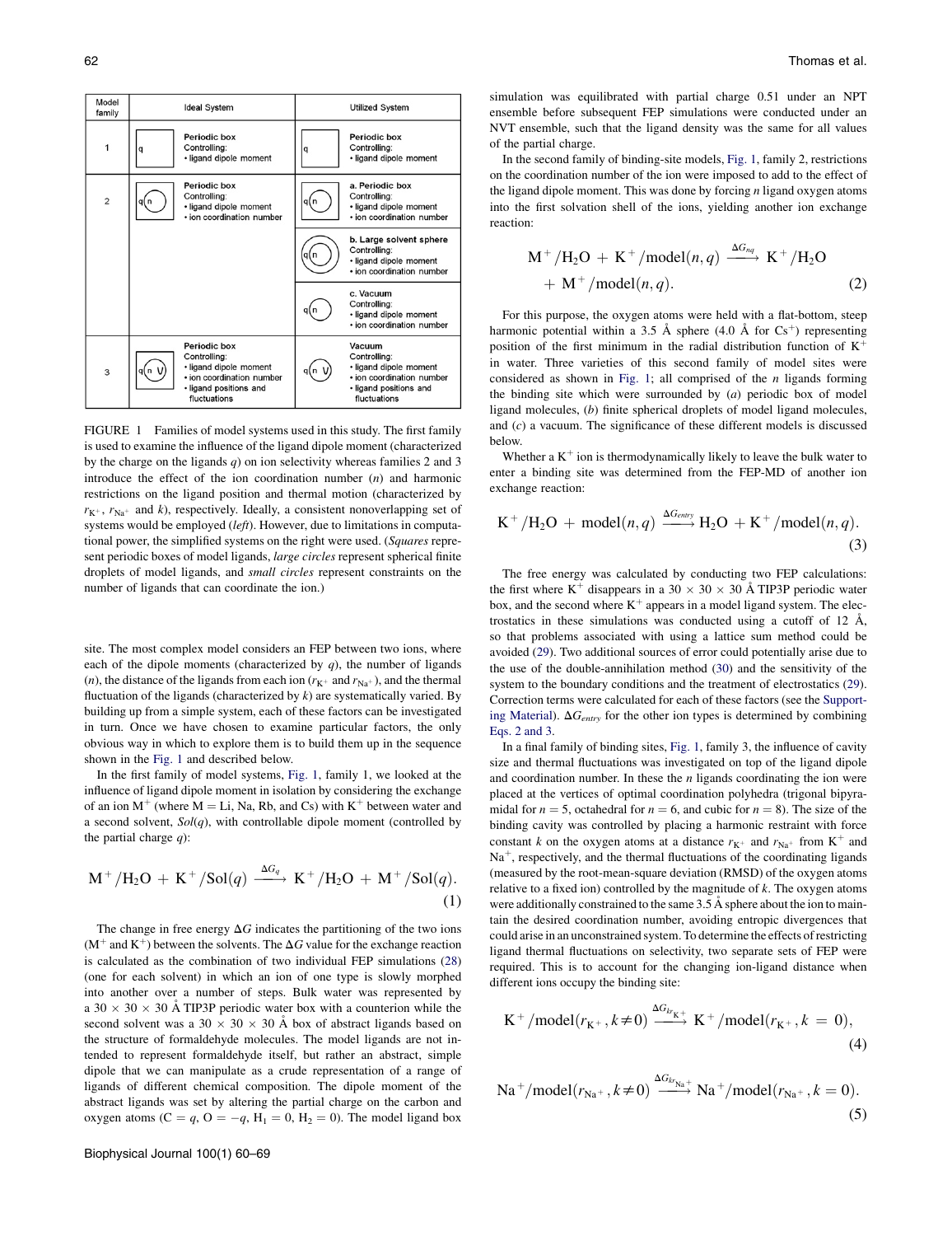| Model family | Ideal System | Utilized System |
|---|---|---|
| 1 | Periodic box Controlling: • ligand dipole moment | Periodic box Controlling: • ligand dipole moment |
| 2 | Periodic box Controlling: • ligand dipole moment • ion coordination number | a. Periodic box Controlling: • ligand dipole moment • ion coordination number |
| | | b. Large solvent sphere Controlling: • ligand dipole moment • ion coordination number |
| | | c. Vacuum Controlling: • ligand dipole moment • ion coordination number |
| 3 | Periodic box Controlling: • ligand dipole moment • ion coordination number • ligand positions and fluctuations | Vacuum Controlling: • ligand dipole moment • ion coordination number • ligand positions and fluctuations |

FIGURE 1 Families of model systems used in this study. The first family is used to examine the influence of the ligand dipole moment (characterized by the charge on the ligands $q$) on ion selectivity whereas families 2 and 3 introduce the effect of the ion coordination number ($n$) and harmonic restrictions on the ligand position and thermal motion (characterized by $r_{K^+}$, $r_{Na^+}$ and $k$), respectively. Ideally, a consistent nonoverlapping set of systems would be employed (*left*). However, due to limitations in computational power, the simplified systems on the right were used. (*Squares* represent periodic boxes of model ligands, *large circles* represent spherical finite droplets of model ligands, and *small circles* represent constraints on the number of ligands that can coordinate the ion.)

site. The most complex model considers an FEP between two ions, where each of the dipole moments (characterized by $q$), the number of ligands ($n$), the distance of the ligands from each ion ($r_{K^+}$ and $r_{Na^+}$), and the thermal fluctuation of the ligands (characterized by $k$) are systematically varied. By building up from a simple system, each of these factors can be investigated in turn. Once we have chosen to examine particular factors, the only obvious way in which to explore them is to build them up in the sequence shown in the Fig. 1 and described below.

In the first family of model systems, Fig. 1, family 1, we looked at the influence of ligand dipole moment in selectivity by considering the exchange of an ion $M^+$ (where M = Li, Na, Rb, and Cs) with $K^+$ between water and a second solvent, *Sol*($q$), with controllable dipole moment (controlled by the partial charge $q$):

$$M^+/H_2O + K^+/Sol(q) \xrightarrow{\Delta G_q} K^+/H_2O + M^+/Sol(q). \quad (1)$$

The change in free energy $\Delta G$ indicates the partitioning of the two ions ($M^+$ and $K^+$) between the solvents. The $\Delta G$ value for the exchange reaction is calculated as the combination of two individual FEP simulations (28) (one for each solvent) in which an ion of one type is slowly morphed into another over a number of steps. Bulk water was represented by a 30 × 30 × 30 Å TIP3P periodic water box with a counterion while the second solvent was a 30 × 30 × 30 Å box of abstract ligands based on the structure of formaldehyde molecules. The model ligands are not intended to represent formaldehyde itself, but rather an abstract, simple dipole that we can manipulate as a crude representation of a range of ligands of different chemical composition. The dipole moment of the abstract ligands was set by altering the partial charge on the carbon and oxygen atoms (C = $q$, O = $-q$, $H_1$ = 0, $H_2$ = 0). The model ligand box simulation was equilibrated with partial charge 0.51 under an NPT ensemble before subsequent FEP simulations were conducted under an NVT ensemble, such that the ligand density was the same for all values of the partial charge.

In the second family of binding-site models, Fig. 1, family 2, restrictions on the coordination number of the ion were imposed to add to the effect of the ligand dipole moment. This was done by forcing $n$ ligand oxygen atoms into the first solvation shell of the ions, yielding another ion exchange reaction:

$$M^+/H_2O + K^+/model(n,q) \xrightarrow{\Delta G_{nq}} K^+/H_2O + M^+/model(n,q). \quad (2)$$

For this purpose, the oxygen atoms were held with a flat-bottom, steep harmonic potential within a 3.5 Å sphere (4.0 Å for $Cs^+$) representing position of the first minimum in the radial distribution function of $K^+$ in water. Three varieties of this second family of model sites were considered as shown in Fig. 1; all comprised of the $n$ ligands forming the binding site which were surrounded by (*a*) periodic box of model ligand molecules, (*b*) finite spherical droplets of model ligand molecules, and (*c*) a vacuum. The significance of these different models is discussed below.

Whether a $K^+$ ion is thermodynamically likely to leave the bulk water to enter a binding site was determined from the FEP-MD of another ion exchange reaction:

$$K^+/H_2O + model(n,q) \xrightarrow{\Delta G_{entry}} H_2O + K^+/model(n,q). \quad (3)$$

The free energy was calculated by conducting two FEP calculations: the first where $K^+$ disappears in a 30 × 30 × 30 Å TIP3P periodic water box, and the second where $K^+$ appears in a model ligand system. The electrostatics in these simulations was conducted using a cutoff of 12 Å, so that problems associated with using a lattice sum method could be avoided (29). Two additional sources of error could potentially arise due to the use of the double-annihilation method (30) and the sensitivity of the system to the boundary conditions and the treatment of electrostatics (29). Correction terms were calculated for each of these factors (see the Supporting Material). $\Delta G_{entry}$ for the other ion types is determined by combining Eqs. 2 and 3.

In a final family of binding sites, Fig. 1, family 3, the influence of cavity size and thermal fluctuations was investigated on top of the ligand dipole and coordination number. In these the $n$ ligands coordinating the ion were placed at the vertices of optimal coordination polyhedra (trigonal bipyramidal for $n = 5$, octahedral for $n = 6$, and cubic for $n = 8$). The size of the binding cavity was controlled by placing a harmonic restraint with force constant $k$ on the oxygen atoms at a distance $r_{K^+}$ and $r_{Na^+}$ from $K^+$ and $Na^+$, respectively, and the thermal fluctuations of the coordinating ligands (measured by the root-mean-square deviation (RMSD) of the oxygen atoms relative to a fixed ion) controlled by the magnitude of $k$. The oxygen atoms were additionally constrained to the same 3.5 Å sphere about the ion to maintain the desired coordination number, avoiding entropic divergences that could arise in an unconstrained system. To determine the effects of restricting ligand thermal fluctuations on selectivity, two separate sets of FEP were required. This is to account for the changing ion-ligand distance when different ions occupy the binding site:

$$K^+/model(r_{K^+}, k \neq 0) \xrightarrow{\Delta G_{kr_{K^+}}} K^+/model(r_{K^+}, k = 0), \quad (4)$$

$$Na^+/model(r_{Na^+}, k \neq 0) \xrightarrow{\Delta G_{kr_{Na^+}}} Na^+/model(r_{Na^+}, k = 0). \quad (5)$$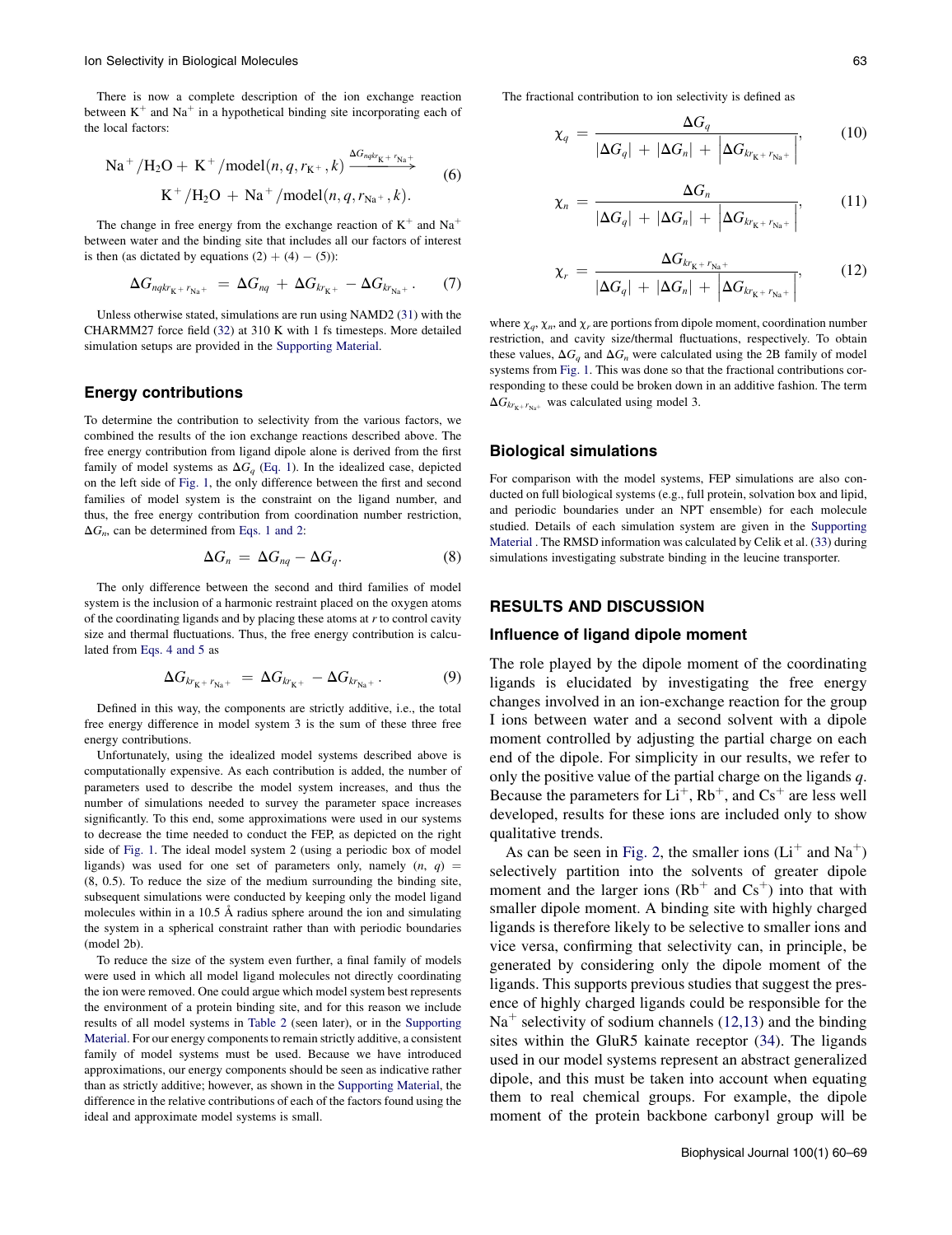There is now a complete description of the ion exchange reaction between $K^+$ and $Na^+$ in a hypothetical binding site incorporating each of the local factors:

$$\mathrm{Na}^+/\mathrm{H_2O} + \mathrm{K}^+/\mathrm{model}(n, q, r_{\mathrm{K}^+}, k) \xrightarrow{\Delta G_{nqkr_{\mathrm{K}^+} r_{\mathrm{Na}^+}}} \mathrm{K}^+/\mathrm{H_2O} + \mathrm{Na}^+/\mathrm{model}(n, q, r_{\mathrm{Na}^+}, k). \tag{6}$$

The change in free energy from the exchange reaction of $K^+$ and $Na^+$ between water and the binding site that includes all our factors of interest is then (as dictated by equations (2) + (4) − (5)):

$$\Delta G_{nqkr_{\mathrm{K}^+} r_{\mathrm{Na}^+}} = \Delta G_{nq} + \Delta G_{kr_{\mathrm{K}^+}} - \Delta G_{kr_{\mathrm{Na}^+}}. \tag{7}$$

Unless otherwise stated, simulations are run using NAMD2 (31) with the CHARMM27 force field (32) at 310 K with 1 fs timesteps. More detailed simulation setups are provided in the Supporting Material.

## Energy contributions

To determine the contribution to selectivity from the various factors, we combined the results of the ion exchange reactions described above. The free energy contribution from ligand dipole alone is derived from the first family of model systems as $\Delta G_q$ (Eq. 1). In the idealized case, depicted on the left side of Fig. 1, the only difference between the first and second families of model system is the constraint on the ligand number, and thus, the free energy contribution from coordination number restriction, $\Delta G_n$, can be determined from Eqs. 1 and 2:

$$\Delta G_n = \Delta G_{nq} - \Delta G_q. \tag{8}$$

The only difference between the second and third families of model system is the inclusion of a harmonic restraint placed on the oxygen atoms of the coordinating ligands and by placing these atoms at $r$ to control cavity size and thermal fluctuations. Thus, the free energy contribution is calculated from Eqs. 4 and 5 as

$$\Delta G_{kr_{\mathrm{K}^+} r_{\mathrm{Na}^+}} = \Delta G_{kr_{\mathrm{K}^+}} - \Delta G_{kr_{\mathrm{Na}^+}}. \tag{9}$$

Defined in this way, the components are strictly additive, i.e., the total free energy difference in model system 3 is the sum of these three free energy contributions.

Unfortunately, using the idealized model systems described above is computationally expensive. As each contribution is added, the number of parameters used to describe the model system increases, and thus the number of simulations needed to survey the parameter space increases significantly. To this end, some approximations were used in our systems to decrease the time needed to conduct the FEP, as depicted on the right side of Fig. 1. The ideal model system 2 (using a periodic box of model ligands) was used for one set of parameters only, namely $(n, q) = (8, 0.5)$. To reduce the size of the medium surrounding the binding site, subsequent simulations were conducted by keeping only the model ligand molecules within in a 10.5 Å radius sphere around the ion and simulating the system in a spherical constraint rather than with periodic boundaries (model 2b).

To reduce the size of the system even further, a final family of models were used in which all model ligand molecules not directly coordinating the ion were removed. One could argue which model system best represents the environment of a protein binding site, and for this reason we include results of all model systems in Table 2 (seen later), or in the Supporting Material. For our energy components to remain strictly additive, a consistent family of model systems must be used. Because we have introduced approximations, our energy components should be seen as indicative rather than as strictly additive; however, as shown in the Supporting Material, the difference in the relative contributions of each of the factors found using the ideal and approximate model systems is small.

The fractional contribution to ion selectivity is defined as

$$\chi_q = \frac{\Delta G_q}{|\Delta G_q| + |\Delta G_n| + \left|\Delta G_{kr_{\mathrm{K}^+} r_{\mathrm{Na}^+}}\right|}, \tag{10}$$

$$\chi_n = \frac{\Delta G_n}{|\Delta G_q| + |\Delta G_n| + \left|\Delta G_{kr_{\mathrm{K}^+} r_{\mathrm{Na}^+}}\right|}, \tag{11}$$

$$\chi_r = \frac{\Delta G_{kr_{\mathrm{K}^+} r_{\mathrm{Na}^+}}}{|\Delta G_q| + |\Delta G_n| + \left|\Delta G_{kr_{\mathrm{K}^+} r_{\mathrm{Na}^+}}\right|}, \tag{12}$$

where $\chi_q$, $\chi_n$, and $\chi_r$ are portions from dipole moment, coordination number restriction, and cavity size/thermal fluctuations, respectively. To obtain these values, $\Delta G_q$ and $\Delta G_n$ were calculated using the 2B family of model systems from Fig. 1. This was done so that the fractional contributions corresponding to these could be broken down in an additive fashion. The term $\Delta G_{kr_{\mathrm{K}^+} r_{\mathrm{Na}^+}}$ was calculated using model 3.

## Biological simulations

For comparison with the model systems, FEP simulations are also conducted on full biological systems (e.g., full protein, solvation box and lipid, and periodic boundaries under an NPT ensemble) for each molecule studied. Details of each simulation system are given in the Supporting Material . The RMSD information was calculated by Celik et al. (33) during simulations investigating substrate binding in the leucine transporter.

## RESULTS AND DISCUSSION

### Influence of ligand dipole moment

The role played by the dipole moment of the coordinating ligands is elucidated by investigating the free energy changes involved in an ion-exchange reaction for the group I ions between water and a second solvent with a dipole moment controlled by adjusting the partial charge on each end of the dipole. For simplicity in our results, we refer to only the positive value of the partial charge on the ligands $q$. Because the parameters for $Li^+$, $Rb^+$, and $Cs^+$ are less well developed, results for these ions are included only to show qualitative trends.

As can be seen in Fig. 2, the smaller ions ($Li^+$ and $Na^+$) selectively partition into the solvents of greater dipole moment and the larger ions ($Rb^+$ and $Cs^+$) into that with smaller dipole moment. A binding site with highly charged ligands is therefore likely to be selective to smaller ions and vice versa, confirming that selectivity can, in principle, be generated by considering only the dipole moment of the ligands. This supports previous studies that suggest the presence of highly charged ligands could be responsible for the $Na^+$ selectivity of sodium channels (12,13) and the binding sites within the GluR5 kainate receptor (34). The ligands used in our model systems represent an abstract generalized dipole, and this must be taken into account when equating them to real chemical groups. For example, the dipole moment of the protein backbone carbonyl group will be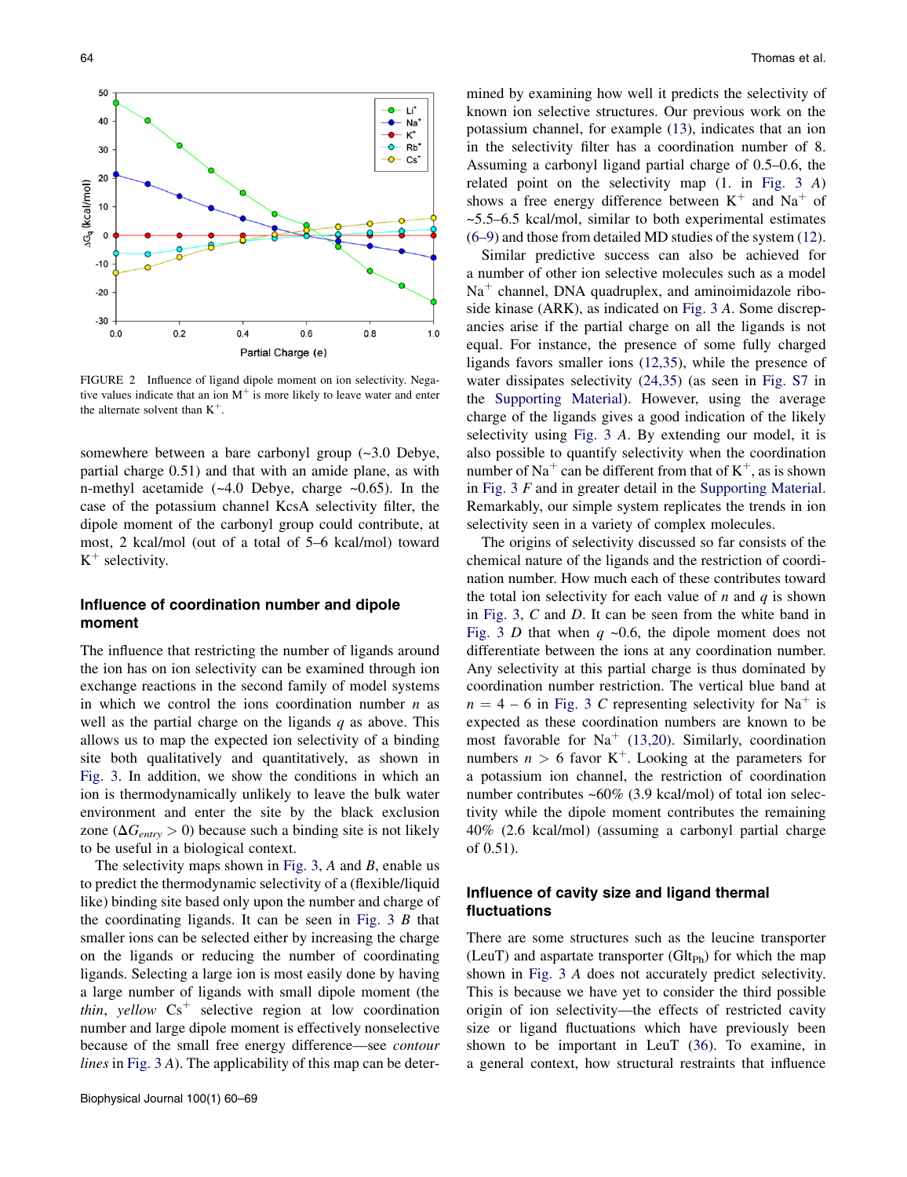FIGURE 2 Influence of ligand dipole moment on ion selectivity. Negative values indicate that an ion $M^+$ is more likely to leave water and enter the alternate solvent than $K^+$.

somewhere between a bare carbonyl group (~3.0 Debye, partial charge 0.51) and that with an amide plane, as with n-methyl acetamide (~4.0 Debye, charge ~0.65). In the case of the potassium channel KcsA selectivity filter, the dipole moment of the carbonyl group could contribute, at most, 2 kcal/mol (out of a total of 5–6 kcal/mol) toward $K^+$ selectivity.

## Influence of coordination number and dipole moment

The influence that restricting the number of ligands around the ion has on ion selectivity can be examined through ion exchange reactions in the second family of model systems in which we control the ions coordination number $n$ as well as the partial charge on the ligands $q$ as above. This allows us to map the expected ion selectivity of a binding site both qualitatively and quantitatively, as shown in Fig. 3. In addition, we show the conditions in which an ion is thermodynamically unlikely to leave the bulk water environment and enter the site by the black exclusion zone ($\Delta G_{entry} > 0$) because such a binding site is not likely to be useful in a biological context.

The selectivity maps shown in Fig. 3, *A* and *B*, enable us to predict the thermodynamic selectivity of a (flexible/liquid like) binding site based only upon the number and charge of the coordinating ligands. It can be seen in Fig. 3 *B* that smaller ions can be selected either by increasing the charge on the ligands or reducing the number of coordinating ligands. Selecting a large ion is most easily done by having a large number of ligands with small dipole moment (the *thin*, *yellow* $Cs^+$ selective region at low coordination number and large dipole moment is effectively nonselective because of the small free energy difference—see *contour lines* in Fig. 3 *A*). The applicability of this map can be determined by examining how well it predicts the selectivity of known ion selective structures. Our previous work on the potassium channel, for example (13), indicates that an ion in the selectivity filter has a coordination number of 8. Assuming a carbonyl ligand partial charge of 0.5–0.6, the related point on the selectivity map (1. in Fig. 3 *A*) shows a free energy difference between $K^+$ and $Na^+$ of ~5.5–6.5 kcal/mol, similar to both experimental estimates (6–9) and those from detailed MD studies of the system (12).

Similar predictive success can also be achieved for a number of other ion selective molecules such as a model $Na^+$ channel, DNA quadruplex, and aminoimidazole riboside kinase (ARK), as indicated on Fig. 3 *A*. Some discrepancies arise if the partial charge on all the ligands is not equal. For instance, the presence of some fully charged ligands favors smaller ions (12,35), while the presence of water dissipates selectivity (24,35) (as seen in Fig. S7 in the Supporting Material). However, using the average charge of the ligands gives a good indication of the likely selectivity using Fig. 3 *A*. By extending our model, it is also possible to quantify selectivity when the coordination number of $Na^+$ can be different from that of $K^+$, as is shown in Fig. 3 *F* and in greater detail in the Supporting Material. Remarkably, our simple system replicates the trends in ion selectivity seen in a variety of complex molecules.

The origins of selectivity discussed so far consists of the chemical nature of the ligands and the restriction of coordination number. How much each of these contributes toward the total ion selectivity for each value of $n$ and $q$ is shown in Fig. 3, *C* and *D*. It can be seen from the white band in Fig. 3 *D* that when $q$ ~0.6, the dipole moment does not differentiate between the ions at any coordination number. Any selectivity at this partial charge is thus dominated by coordination number restriction. The vertical blue band at $n = 4 - 6$ in Fig. 3 *C* representing selectivity for $Na^+$ is expected as these coordination numbers are known to be most favorable for $Na^+$ (13,20). Similarly, coordination numbers $n > 6$ favor $K^+$. Looking at the parameters for a potassium ion channel, the restriction of coordination number contributes ~60% (3.9 kcal/mol) of total ion selectivity while the dipole moment contributes the remaining 40% (2.6 kcal/mol) (assuming a carbonyl partial charge of 0.51).

## Influence of cavity size and ligand thermal fluctuations

There are some structures such as the leucine transporter (LeuT) and aspartate transporter ($Glt_{Ph}$) for which the map shown in Fig. 3 *A* does not accurately predict selectivity. This is because we have yet to consider the third possible origin of ion selectivity—the effects of restricted cavity size or ligand fluctuations which have previously been shown to be important in LeuT (36). To examine, in a general context, how structural restraints that influence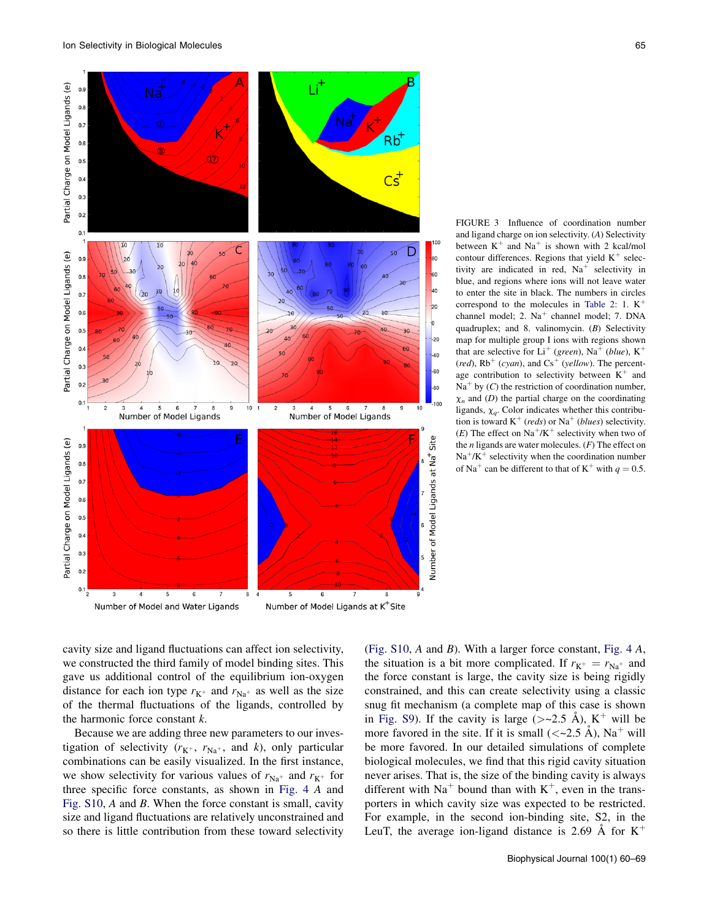FIGURE 3 Influence of coordination number and ligand charge on ion selectivity. (*A*) Selectivity between $K^+$ and $Na^+$ is shown with 2 kcal/mol contour differences. Regions that yield $K^+$ selectivity are indicated in red, $Na^+$ selectivity in blue, and regions where ions will not leave water to enter the site in black. The numbers in circles correspond to the molecules in Table 2: 1. $K^+$ channel model; 2. $Na^+$ channel model; 7. DNA quadruplex; and 8. valinomycin. (*B*) Selectivity map for multiple group I ions with regions shown that are selective for $Li^+$ (*green*), $Na^+$ (*blue*), $K^+$ (*red*), $Rb^+$ (*cyan*), and $Cs^+$ (*yellow*). The percentage contribution to selectivity between $K^+$ and $Na^+$ by (*C*) the restriction of coordination number, $\chi_n$ and (*D*) the partial charge on the coordinating ligands, $\chi_q$. Color indicates whether this contribution is toward $K^+$ (*reds*) or $Na^+$ (*blues*) selectivity. (*E*) The effect on $Na^+/K^+$ selectivity when two of the *n* ligands are water molecules. (*F*) The effect on $Na^+/K^+$ selectivity when the coordination number of $Na^+$ can be different to that of $K^+$ with $q = 0.5$.

cavity size and ligand fluctuations can affect ion selectivity, we constructed the third family of model binding sites. This gave us additional control of the equilibrium ion-oxygen distance for each ion type $r_{K^+}$ and $r_{Na^+}$ as well as the size of the thermal fluctuations of the ligands, controlled by the harmonic force constant $k$.

Because we are adding three new parameters to our investigation of selectivity ($r_{K^+}$, $r_{Na^+}$, and $k$), only particular combinations can be easily visualized. In the first instance, we show selectivity for various values of $r_{Na^+}$ and $r_{K^+}$ for three specific force constants, as shown in Fig. 4 *A* and Fig. S10, *A* and *B*. When the force constant is small, cavity size and ligand fluctuations are relatively unconstrained and so there is little contribution from these toward selectivity (Fig. S10, *A* and *B*). With a larger force constant, Fig. 4 *A*, the situation is a bit more complicated. If $r_{K^+} = r_{Na^+}$ and the force constant is large, the cavity size is being rigidly constrained, and this can create selectivity using a classic snug fit mechanism (a complete map of this case is shown in Fig. S9). If the cavity is large (>~2.5 Å), $K^+$ will be more favored in the site. If it is small (<~2.5 Å), $Na^+$ will be more favored. In our detailed simulations of complete biological molecules, we find that this rigid cavity situation never arises. That is, the size of the binding cavity is always different with $Na^+$ bound than with $K^+$, even in the transporters in which cavity size was expected to be restricted. For example, in the second ion-binding site, S2, in the LeuT, the average ion-ligand distance is 2.69 Å for $K^+$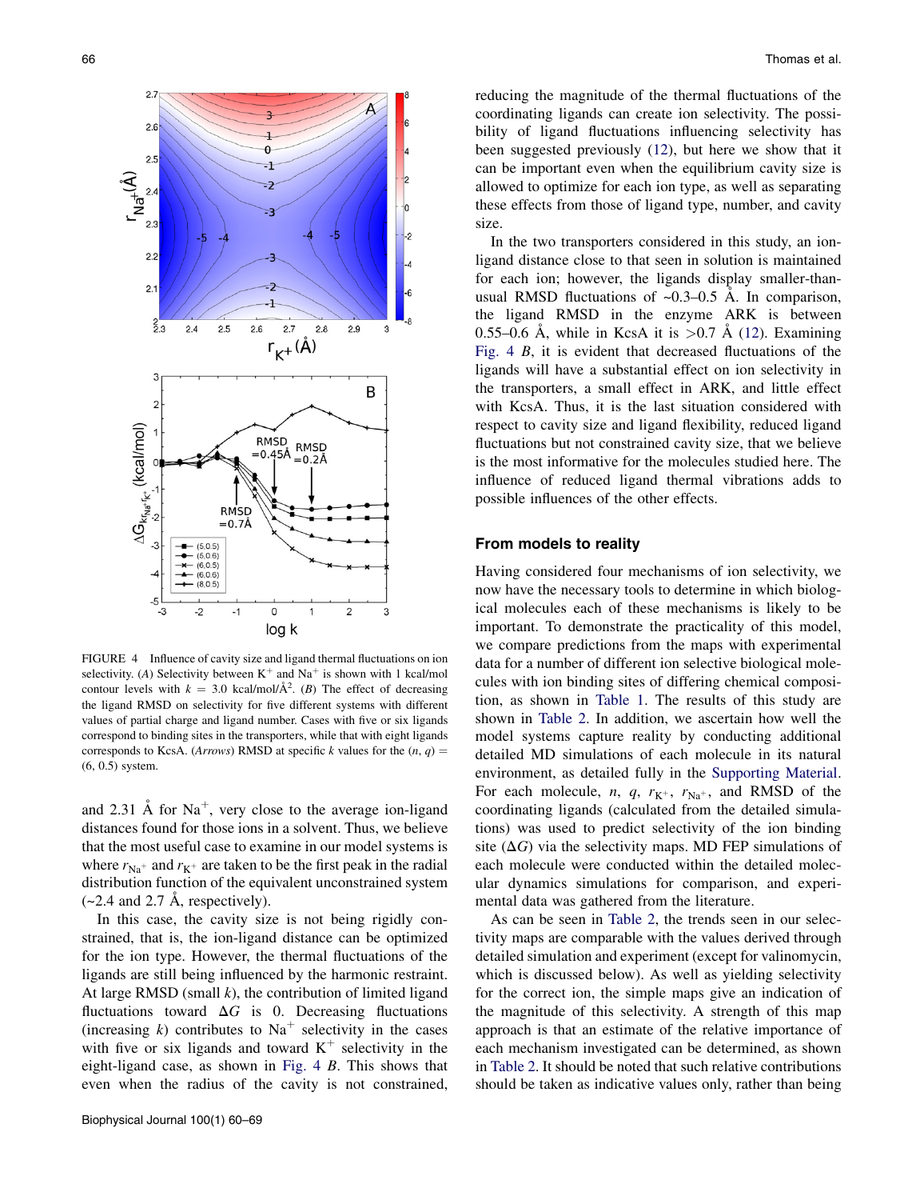FIGURE 4 Influence of cavity size and ligand thermal fluctuations on ion selectivity. (*A*) Selectivity between $K^+$ and $Na^+$ is shown with 1 kcal/mol contour levels with $k$ = 3.0 kcal/mol/Å$^2$. (*B*) The effect of decreasing the ligand RMSD on selectivity for five different systems with different values of partial charge and ligand number. Cases with five or six ligands correspond to binding sites in the transporters, while that with eight ligands corresponds to KcsA. (*Arrows*) RMSD at specific $k$ values for the $(n, q)$ = (6, 0.5) system.

and 2.31 Å for $Na^+$, very close to the average ion-ligand distances found for those ions in a solvent. Thus, we believe that the most useful case to examine in our model systems is where $r_{Na^+}$ and $r_{K^+}$ are taken to be the first peak in the radial distribution function of the equivalent unconstrained system (~2.4 and 2.7 Å, respectively).

In this case, the cavity size is not being rigidly constrained, that is, the ion-ligand distance can be optimized for the ion type. However, the thermal fluctuations of the ligands are still being influenced by the harmonic restraint. At large RMSD (small $k$), the contribution of limited ligand fluctuations toward $\Delta G$ is 0. Decreasing fluctuations (increasing $k$) contributes to $Na^+$ selectivity in the cases with five or six ligands and toward $K^+$ selectivity in the eight-ligand case, as shown in Fig. 4 *B*. This shows that even when the radius of the cavity is not constrained, reducing the magnitude of the thermal fluctuations of the coordinating ligands can create ion selectivity. The possibility of ligand fluctuations influencing selectivity has been suggested previously (12), but here we show that it can be important even when the equilibrium cavity size is allowed to optimize for each ion type, as well as separating these effects from those of ligand type, number, and cavity size.

In the two transporters considered in this study, an ion-ligand distance close to that seen in solution is maintained for each ion; however, the ligands display smaller-than-usual RMSD fluctuations of ~0.3–0.5 Å. In comparison, the ligand RMSD in the enzyme ARK is between 0.55–0.6 Å, while in KcsA it is >0.7 Å (12). Examining Fig. 4 *B*, it is evident that decreased fluctuations of the ligands will have a substantial effect on ion selectivity in the transporters, a small effect in ARK, and little effect with KcsA. Thus, it is the last situation considered with respect to cavity size and ligand flexibility, reduced ligand fluctuations but not constrained cavity size, that we believe is the most informative for the molecules studied here. The influence of reduced ligand thermal vibrations adds to possible influences of the other effects.

## From models to reality

Having considered four mechanisms of ion selectivity, we now have the necessary tools to determine in which biological molecules each of these mechanisms is likely to be important. To demonstrate the practicality of this model, we compare predictions from the maps with experimental data for a number of different ion selective biological molecules with ion binding sites of differing chemical composition, as shown in Table 1. The results of this study are shown in Table 2. In addition, we ascertain how well the model systems capture reality by conducting additional detailed MD simulations of each molecule in its natural environment, as detailed fully in the Supporting Material. For each molecule, $n$, $q$, $r_{K^+}$, $r_{Na^+}$, and RMSD of the coordinating ligands (calculated from the detailed simulations) was used to predict selectivity of the ion binding site ($\Delta G$) via the selectivity maps. MD FEP simulations of each molecule were conducted within the detailed molecular dynamics simulations for comparison, and experimental data was gathered from the literature.

As can be seen in Table 2, the trends seen in our selectivity maps are comparable with the values derived through detailed simulation and experiment (except for valinomycin, which is discussed below). As well as yielding selectivity for the correct ion, the simple maps give an indication of the magnitude of this selectivity. A strength of this map approach is that an estimate of the relative importance of each mechanism investigated can be determined, as shown in Table 2. It should be noted that such relative contributions should be taken as indicative values only, rather than being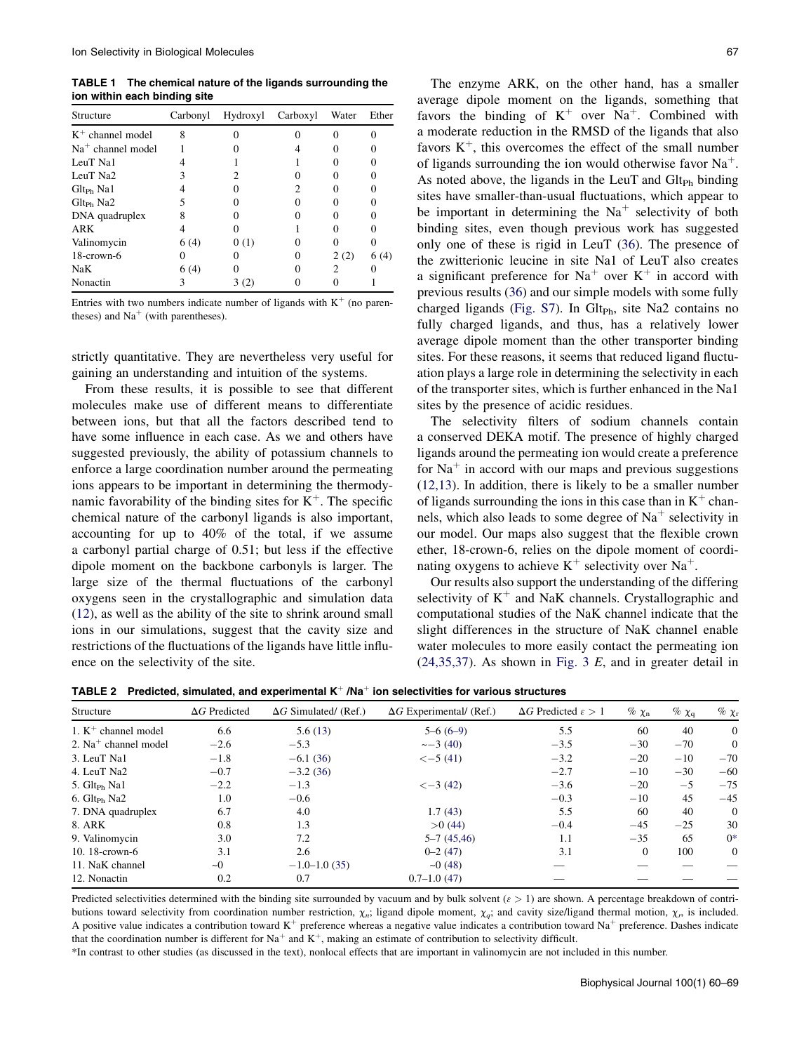**TABLE 1 The chemical nature of the ligands surrounding the ion within each binding site**

| Structure | Carbonyl | Hydroxyl | Carboxyl | Water | Ether |
|---|---|---|---|---|---|
| $K^+$ channel model | 8 | 0 | 0 | 0 | 0 |
| $Na^+$ channel model | 1 | 0 | 4 | 0 | 0 |
| LeuT Na1 | 4 | 1 | 1 | 0 | 0 |
| LeuT Na2 | 3 | 2 | 0 | 0 | 0 |
| $Glt_{Ph}$ Na1 | 4 | 0 | 2 | 0 | 0 |
| $Glt_{Ph}$ Na2 | 5 | 0 | 0 | 0 | 0 |
| DNA quadruplex | 8 | 0 | 0 | 0 | 0 |
| ARK | 4 | 0 | 1 | 0 | 0 |
| Valinomycin | 6 (4) | 0 (1) | 0 | 0 | 0 |
| 18-crown-6 | 0 | 0 | 0 | 2 (2) | 6 (4) |
| NaK | 6 (4) | 0 | 0 | 2 | 0 |
| Nonactin | 3 | 3 (2) | 0 | 0 | 1 |

Entries with two numbers indicate number of ligands with $K^+$ (no parentheses) and $Na^+$ (with parentheses).

strictly quantitative. They are nevertheless very useful for gaining an understanding and intuition of the systems.

From these results, it is possible to see that different molecules make use of different means to differentiate between ions, but that all the factors described tend to have some influence in each case. As we and others have suggested previously, the ability of potassium channels to enforce a large coordination number around the permeating ions appears to be important in determining the thermodynamic favorability of the binding sites for $K^+$. The specific chemical nature of the carbonyl ligands is also important, accounting for up to 40% of the total, if we assume a carbonyl partial charge of 0.51; but less if the effective dipole moment on the backbone carbonyls is larger. The large size of the thermal fluctuations of the carbonyl oxygens seen in the crystallographic and simulation data (12), as well as the ability of the site to shrink around small ions in our simulations, suggest that the cavity size and restrictions of the fluctuations of the ligands have little influence on the selectivity of the site.

The enzyme ARK, on the other hand, has a smaller average dipole moment on the ligands, something that favors the binding of $K^+$ over $Na^+$. Combined with a moderate reduction in the RMSD of the ligands that also favors $K^+$, this overcomes the effect of the small number of ligands surrounding the ion would otherwise favor $Na^+$. As noted above, the ligands in the LeuT and $Glt_{Ph}$ binding sites have smaller-than-usual fluctuations, which appear to be important in determining the $Na^+$ selectivity of both binding sites, even though previous work has suggested only one of these is rigid in LeuT (36). The presence of the zwitterionic leucine in site Na1 of LeuT also creates a significant preference for $Na^+$ over $K^+$ in accord with previous results (36) and our simple models with some fully charged ligands (Fig. S7). In $Glt_{Ph}$, site Na2 contains no fully charged ligands, and thus, has a relatively lower average dipole moment than the other transporter binding sites. For these reasons, it seems that reduced ligand fluctuation plays a large role in determining the selectivity in each of the transporter sites, which is further enhanced in the Na1 sites by the presence of acidic residues.

The selectivity filters of sodium channels contain a conserved DEKA motif. The presence of highly charged ligands around the permeating ion would create a preference for $Na^+$ in accord with our maps and previous suggestions (12,13). In addition, there is likely to be a smaller number of ligands surrounding the ions in this case than in $K^+$ channels, which also leads to some degree of $Na^+$ selectivity in our model. Our maps also suggest that the flexible crown ether, 18-crown-6, relies on the dipole moment of coordinating oxygens to achieve $K^+$ selectivity over $Na^+$.

Our results also support the understanding of the differing selectivity of $K^+$ and NaK channels. Crystallographic and computational studies of the NaK channel indicate that the slight differences in the structure of NaK channel enable water molecules to more easily contact the permeating ion (24,35,37). As shown in Fig. 3 *E*, and in greater detail in

**TABLE 2 Predicted, simulated, and experimental $K^+$/$Na^+$ ion selectivities for various structures**

| Structure | $\Delta G$ Predicted | $\Delta G$ Simulated/ (Ref.) | $\Delta G$ Experimental/ (Ref.) | $\Delta G$ Predicted $\varepsilon > 1$ | % $\chi_n$ | % $\chi_q$ | % $\chi_r$ |
|---|---|---|---|---|---|---|---|
| 1. $K^+$ channel model | 6.6 | 5.6 (13) | 5–6 (6–9) | 5.5 | 60 | 40 | 0 |
| 2. $Na^+$ channel model | −2.6 | −5.3 | ∼−3 (40) | −3.5 | −30 | −70 | 0 |
| 3. LeuT Na1 | −1.8 | −6.1 (36) | <−5 (41) | −3.2 | −20 | −10 | −70 |
| 4. LeuT Na2 | −0.7 | −3.2 (36) | | −2.7 | −10 | −30 | −60 |
| 5. $Glt_{Ph}$ Na1 | −2.2 | −1.3 | <−3 (42) | −3.6 | −20 | −5 | −75 |
| 6. $Glt_{Ph}$ Na2 | 1.0 | −0.6 | | −0.3 | −10 | 45 | −45 |
| 7. DNA quadruplex | 6.7 | 4.0 | 1.7 (43) | 5.5 | 60 | 40 | 0 |
| 8. ARK | 0.8 | 1.3 | >0 (44) | −0.4 | −45 | −25 | 30 |
| 9. Valinomycin | 3.0 | 7.2 | 5–7 (45,46) | 1.1 | −35 | 65 | 0* |
| 10. 18-crown-6 | 3.1 | 2.6 | 0–2 (47) | 3.1 | 0 | 100 | 0 |
| 11. NaK channel | ∼0 | −1.0–1.0 (35) | ∼0 (48) | — | — | — | — |
| 12. Nonactin | 0.2 | 0.7 | 0.7–1.0 (47) | — | — | — | — |

Predicted selectivities determined with the binding site surrounded by vacuum and by bulk solvent ($\varepsilon > 1$) are shown. A percentage breakdown of contributions toward selectivity from coordination number restriction, $\chi_n$; ligand dipole moment, $\chi_q$; and cavity size/ligand thermal motion, $\chi_r$, is included. A positive value indicates a contribution toward $K^+$ preference whereas a negative value indicates a contribution toward $Na^+$ preference. Dashes indicate that the coordination number is different for $Na^+$ and $K^+$, making an estimate of contribution to selectivity difficult.

*In contrast to other studies (as discussed in the text), nonlocal effects that are important in valinomycin are not included in this number.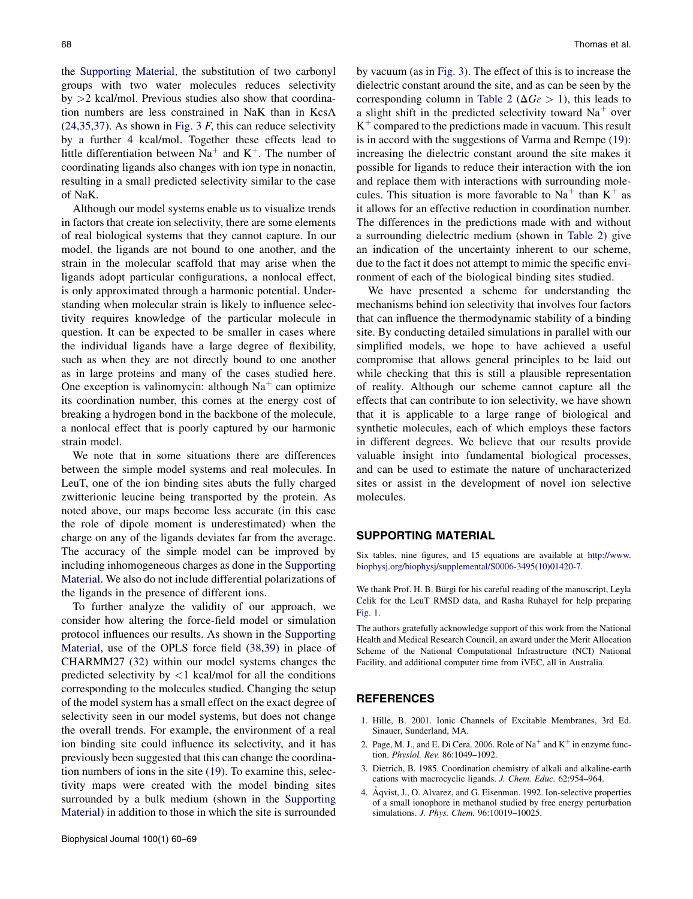the Supporting Material, the substitution of two carbonyl groups with two water molecules reduces selectivity by >2 kcal/mol. Previous studies also show that coordination numbers are less constrained in NaK than in KcsA (24,35,37). As shown in Fig. 3 *F*, this can reduce selectivity by a further 4 kcal/mol. Together these effects lead to little differentiation between $Na^+$ and $K^+$. The number of coordinating ligands also changes with ion type in nonactin, resulting in a small predicted selectivity similar to the case of NaK.

Although our model systems enable us to visualize trends in factors that create ion selectivity, there are some elements of real biological systems that they cannot capture. In our model, the ligands are not bound to one another, and the strain in the molecular scaffold that may arise when the ligands adopt particular configurations, a nonlocal effect, is only approximated through a harmonic potential. Understanding when molecular strain is likely to influence selectivity requires knowledge of the particular molecule in question. It can be expected to be smaller in cases where the individual ligands have a large degree of flexibility, such as when they are not directly bound to one another as in large proteins and many of the cases studied here. One exception is valinomycin: although $Na^+$ can optimize its coordination number, this comes at the energy cost of breaking a hydrogen bond in the backbone of the molecule, a nonlocal effect that is poorly captured by our harmonic strain model.

We note that in some situations there are differences between the simple model systems and real molecules. In LeuT, one of the ion binding sites abuts the fully charged zwitterionic leucine being transported by the protein. As noted above, our maps become less accurate (in this case the role of dipole moment is underestimated) when the charge on any of the ligands deviates far from the average. The accuracy of the simple model can be improved by including inhomogeneous charges as done in the Supporting Material. We also do not include differential polarizations of the ligands in the presence of different ions.

To further analyze the validity of our approach, we consider how altering the force-field model or simulation protocol influences our results. As shown in the Supporting Material, use of the OPLS force field (38,39) in place of CHARMM27 (32) within our model systems changes the predicted selectivity by <1 kcal/mol for all the conditions corresponding to the molecules studied. Changing the setup of the model system has a small effect on the exact degree of selectivity seen in our model systems, but does not change the overall trends. For example, the environment of a real ion binding site could influence its selectivity, and it has previously been suggested that this can change the coordination numbers of ions in the site (19). To examine this, selectivity maps were created with the model binding sites surrounded by a bulk medium (shown in the Supporting Material) in addition to those in which the site is surrounded by vacuum (as in Fig. 3). The effect of this is to increase the dielectric constant around the site, and as can be seen by the corresponding column in Table 2 ($\Delta G\varepsilon > 1$), this leads to a slight shift in the predicted selectivity toward $Na^+$ over $K^+$ compared to the predictions made in vacuum. This result is in accord with the suggestions of Varma and Rempe (19): increasing the dielectric constant around the site makes it possible for ligands to reduce their interaction with the ion and replace them with interactions with surrounding molecules. This situation is more favorable to $Na^+$ than $K^+$ as it allows for an effective reduction in coordination number. The differences in the predictions made with and without a surrounding dielectric medium (shown in Table 2) give an indication of the uncertainty inherent to our scheme, due to the fact it does not attempt to mimic the specific environment of each of the biological binding sites studied.

We have presented a scheme for understanding the mechanisms behind ion selectivity that involves four factors that can influence the thermodynamic stability of a binding site. By conducting detailed simulations in parallel with our simplified models, we hope to have achieved a useful compromise that allows general principles to be laid out while checking that this is still a plausible representation of reality. Although our scheme cannot capture all the effects that can contribute to ion selectivity, we have shown that it is applicable to a large range of biological and synthetic molecules, each of which employs these factors in different degrees. We believe that our results provide valuable insight into fundamental biological processes, and can be used to estimate the nature of uncharacterized sites or assist in the development of novel ion selective molecules.

## SUPPORTING MATERIAL

Six tables, nine figures, and 15 equations are available at http://www.biophysj.org/biophysj/supplemental/S0006-3495(10)01420-7.

We thank Prof. H. B. Bürgi for his careful reading of the manuscript, Leyla Celik for the LeuT RMSD data, and Rasha Ruhayel for help preparing Fig. 1.

The authors gratefully acknowledge support of this work from the National Health and Medical Research Council, an award under the Merit Allocation Scheme of the National Computational Infrastructure (NCI) National Facility, and additional computer time from iVEC, all in Australia.

## REFERENCES

1. Hille, B. 2001. Ionic Channels of Excitable Membranes, 3rd Ed. Sinauer, Sunderland, MA.
2. Page, M. J., and E. Di Cera. 2006. Role of $Na^+$ and $K^+$ in enzyme function. *Physiol. Rev.* 86:1049–1092.
3. Dietrich, B. 1985. Coordination chemistry of alkali and alkaline-earth cations with macrocyclic ligands. *J. Chem. Educ.* 62:954–964.
4. Åqvist, J., O. Alvarez, and G. Eisenman. 1992. Ion-selective properties of a small ionophore in methanol studied by free energy perturbation simulations. *J. Phys. Chem.* 96:10019–10025.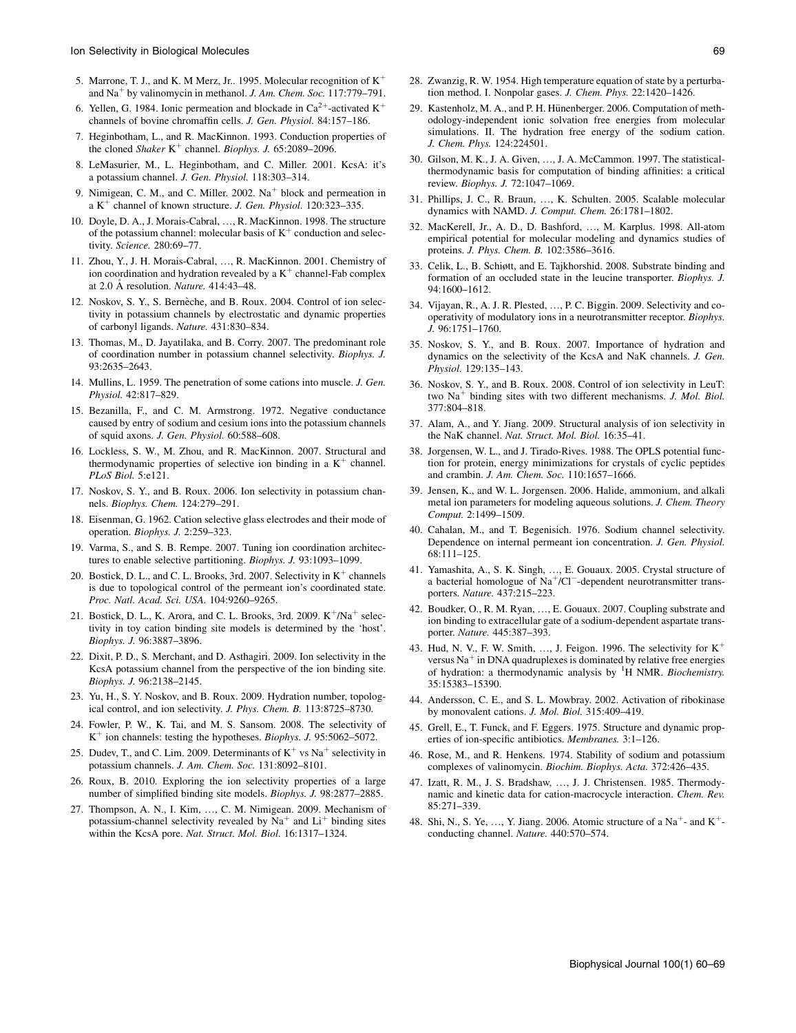5. Marrone, T. J., and K. M Merz, Jr.. 1995. Molecular recognition of $K^+$ and $Na^+$ by valinomycin in methanol. *J. Am. Chem. Soc.* 117:779–791.
6. Yellen, G. 1984. Ionic permeation and blockade in $Ca^{2+}$-activated $K^+$ channels of bovine chromaffin cells. *J. Gen. Physiol.* 84:157–186.
7. Heginbotham, L., and R. MacKinnon. 1993. Conduction properties of the cloned *Shaker* $K^+$ channel. *Biophys. J.* 65:2089–2096.
8. LeMasurier, M., L. Heginbotham, and C. Miller. 2001. KcsA: it's a potassium channel. *J. Gen. Physiol.* 118:303–314.
9. Nimigean, C. M., and C. Miller. 2002. $Na^+$ block and permeation in a $K^+$ channel of known structure. *J. Gen. Physiol.* 120:323–335.
10. Doyle, D. A., J. Morais-Cabral, …, R. MacKinnon. 1998. The structure of the potassium channel: molecular basis of $K^+$ conduction and selectivity. *Science.* 280:69–77.
11. Zhou, Y., J. H. Morais-Cabral, …, R. MacKinnon. 2001. Chemistry of ion coordination and hydration revealed by a $K^+$ channel-Fab complex at 2.0 Å resolution. *Nature.* 414:43–48.
12. Noskov, S. Y., S. Bernèche, and B. Roux. 2004. Control of ion selectivity in potassium channels by electrostatic and dynamic properties of carbonyl ligands. *Nature.* 431:830–834.
13. Thomas, M., D. Jayatilaka, and B. Corry. 2007. The predominant role of coordination number in potassium channel selectivity. *Biophys. J.* 93:2635–2643.
14. Mullins, L. 1959. The penetration of some cations into muscle. *J. Gen. Physiol.* 42:817–829.
15. Bezanilla, F., and C. M. Armstrong. 1972. Negative conductance caused by entry of sodium and cesium ions into the potassium channels of squid axons. *J. Gen. Physiol.* 60:588–608.
16. Lockless, S. W., M. Zhou, and R. MacKinnon. 2007. Structural and thermodynamic properties of selective ion binding in a $K^+$ channel. *PLoS Biol.* 5:e121.
17. Noskov, S. Y., and B. Roux. 2006. Ion selectivity in potassium channels. *Biophys. Chem.* 124:279–291.
18. Eisenman, G. 1962. Cation selective glass electrodes and their mode of operation. *Biophys. J.* 2:259–323.
19. Varma, S., and S. B. Rempe. 2007. Tuning ion coordination architectures to enable selective partitioning. *Biophys. J.* 93:1093–1099.
20. Bostick, D. L., and C. L. Brooks, 3rd. 2007. Selectivity in $K^+$ channels is due to topological control of the permeant ion's coordinated state. *Proc. Natl. Acad. Sci. USA.* 104:9260–9265.
21. Bostick, D. L., K. Arora, and C. L. Brooks, 3rd. 2009. $K^+/Na^+$ selectivity in toy cation binding site models is determined by the 'host'. *Biophys. J.* 96:3887–3896.
22. Dixit, P. D., S. Merchant, and D. Asthagiri. 2009. Ion selectivity in the KcsA potassium channel from the perspective of the ion binding site. *Biophys. J.* 96:2138–2145.
23. Yu, H., S. Y. Noskov, and B. Roux. 2009. Hydration number, topological control, and ion selectivity. *J. Phys. Chem. B.* 113:8725–8730.
24. Fowler, P. W., K. Tai, and M. S. Sansom. 2008. The selectivity of $K^+$ ion channels: testing the hypotheses. *Biophys. J.* 95:5062–5072.
25. Dudev, T., and C. Lim. 2009. Determinants of $K^+$ vs $Na^+$ selectivity in potassium channels. *J. Am. Chem. Soc.* 131:8092–8101.
26. Roux, B. 2010. Exploring the ion selectivity properties of a large number of simplified binding site models. *Biophys. J.* 98:2877–2885.
27. Thompson, A. N., I. Kim, …, C. M. Nimigean. 2009. Mechanism of potassium-channel selectivity revealed by $Na^+$ and $Li^+$ binding sites within the KcsA pore. *Nat. Struct. Mol. Biol.* 16:1317–1324.
28. Zwanzig, R. W. 1954. High temperature equation of state by a perturbation method. I. Nonpolar gases. *J. Chem. Phys.* 22:1420–1426.
29. Kastenholz, M. A., and P. H. Hünenberger. 2006. Computation of methodology-independent ionic solvation free energies from molecular simulations. II. The hydration free energy of the sodium cation. *J. Chem. Phys.* 124:224501.
30. Gilson, M. K., J. A. Given, …, J. A. McCammon. 1997. The statistical-thermodynamic basis for computation of binding affinities: a critical review. *Biophys. J.* 72:1047–1069.
31. Phillips, J. C., R. Braun, …, K. Schulten. 2005. Scalable molecular dynamics with NAMD. *J. Comput. Chem.* 26:1781–1802.
32. MacKerell, Jr., A. D., D. Bashford, …, M. Karplus. 1998. All-atom empirical potential for molecular modeling and dynamics studies of proteins. *J. Phys. Chem. B.* 102:3586–3616.
33. Celik, L., B. Schiøtt, and E. Tajkhorshid. 2008. Substrate binding and formation of an occluded state in the leucine transporter. *Biophys. J.* 94:1600–1612.
34. Vijayan, R., A. J. R. Plested, …, P. C. Biggin. 2009. Selectivity and cooperativity of modulatory ions in a neurotransmitter receptor. *Biophys. J.* 96:1751–1760.
35. Noskov, S. Y., and B. Roux. 2007. Importance of hydration and dynamics on the selectivity of the KcsA and NaK channels. *J. Gen. Physiol.* 129:135–143.
36. Noskov, S. Y., and B. Roux. 2008. Control of ion selectivity in LeuT: two $Na^+$ binding sites with two different mechanisms. *J. Mol. Biol.* 377:804–818.
37. Alam, A., and Y. Jiang. 2009. Structural analysis of ion selectivity in the NaK channel. *Nat. Struct. Mol. Biol.* 16:35–41.
38. Jorgensen, W. L., and J. Tirado-Rives. 1988. The OPLS potential function for protein, energy minimizations for crystals of cyclic peptides and crambin. *J. Am. Chem. Soc.* 110:1657–1666.
39. Jensen, K., and W. L. Jorgensen. 2006. Halide, ammonium, and alkali metal ion parameters for modeling aqueous solutions. *J. Chem. Theory Comput.* 2:1499–1509.
40. Cahalan, M., and T. Begenisich. 1976. Sodium channel selectivity. Dependence on internal permeant ion concentration. *J. Gen. Physiol.* 68:111–125.
41. Yamashita, A., S. K. Singh, …, E. Gouaux. 2005. Crystal structure of a bacterial homologue of $Na^+/Cl^-$-dependent neurotransmitter transporters. *Nature.* 437:215–223.
42. Boudker, O., R. M. Ryan, …, E. Gouaux. 2007. Coupling substrate and ion binding to extracellular gate of a sodium-dependent aspartate transporter. *Nature.* 445:387–393.
43. Hud, N. V., F. W. Smith, …, J. Feigon. 1996. The selectivity for $K^+$ versus $Na^+$ in DNA quadruplexes is dominated by relative free energies of hydration: a thermodynamic analysis by $^1H$ NMR. *Biochemistry.* 35:15383–15390.
44. Andersson, C. E., and S. L. Mowbray. 2002. Activation of ribokinase by monovalent cations. *J. Mol. Biol.* 315:409–419.
45. Grell, E., T. Funck, and F. Eggers. 1975. Structure and dynamic properties of ion-specific antibiotics. *Membranes.* 3:1–126.
46. Rose, M., and R. Henkens. 1974. Stability of sodium and potassium complexes of valinomycin. *Biochim. Biophys. Acta.* 372:426–435.
47. Izatt, R. M., J. S. Bradshaw, …, J. J. Christensen. 1985. Thermodynamic and kinetic data for cation-macrocycle interaction. *Chem. Rev.* 85:271–339.
48. Shi, N., S. Ye, …, Y. Jiang. 2006. Atomic structure of a $Na^+$- and $K^+$-conducting channel. *Nature.* 440:570–574.